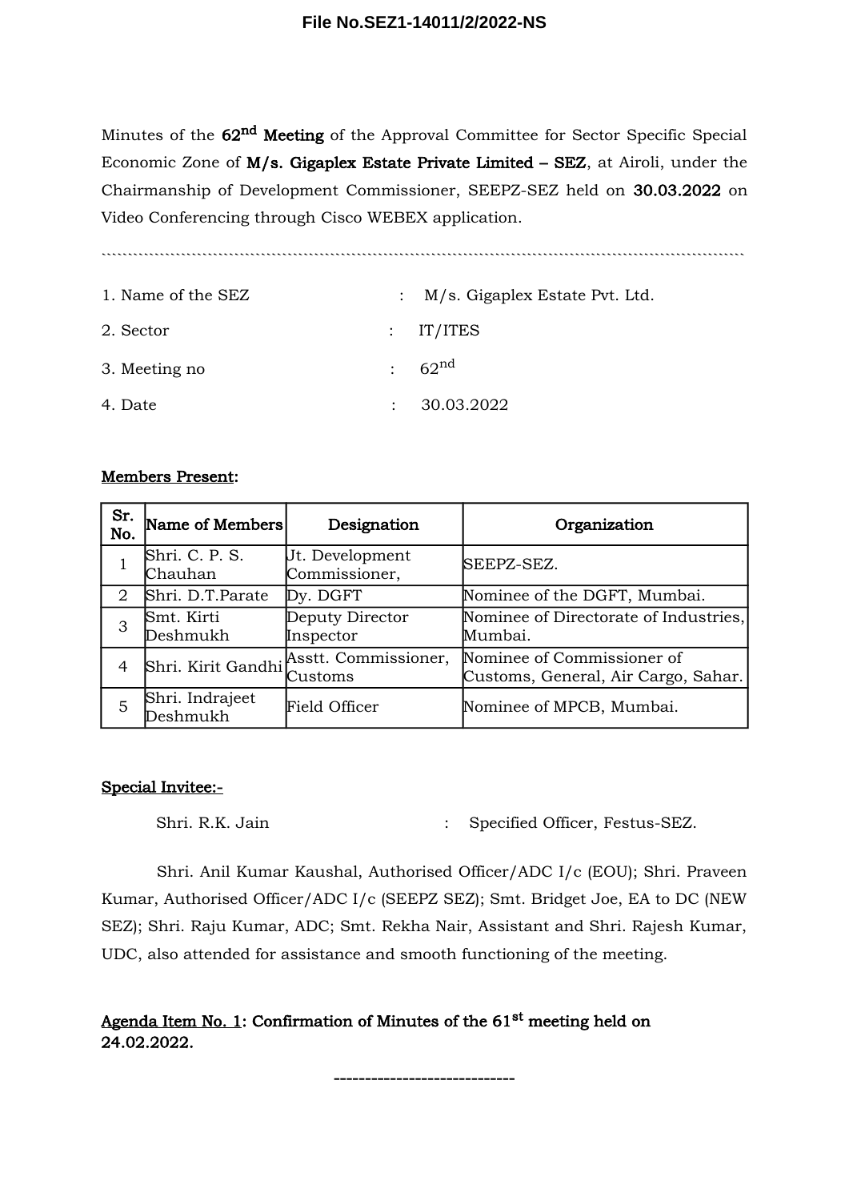File No.SEZ1-14011/2/2022-NS

Minutes of the **62nd Meeting** of the Approval Committee for Sector Specific Special Economic Zone of **M/s. Gigaplex Estate Private Limited – SEZ**, at Airoli, under the Chairmanship of Development Commissioner, SEEPZ-SEZ held on **30.03.2022** on Video Conferencing through Cisco WEBEX application.

1. Name of the SEZ : M/s. Gigaplex Estate Pvt. Ltd.
2. Sector : IT/ITES
3. Meeting no : 62nd
4. Date : 30.03.2022

**Members Present:**

| Sr. No. | Name of Members | Designation | Organization |
|---|---|---|---|
| 1 | Shri. C. P. S. Chauhan | Jt. Development Commissioner, | SEEPZ-SEZ. |
| 2 | Shri. D.T.Parate | Dy. DGFT | Nominee of the DGFT, Mumbai. |
| 3 | Smt. Kirti Deshmukh | Deputy Director Inspector | Nominee of Directorate of Industries, Mumbai. |
| 4 | Shri. Kirit Gandhi | Asstt. Commissioner, Customs | Nominee of Commissioner of Customs, General, Air Cargo, Sahar. |
| 5 | Shri. Indrajeet Deshmukh | Field Officer | Nominee of MPCB, Mumbai. |

**Special Invitee:-**

Shri. R.K. Jain : Specified Officer, Festus-SEZ.

Shri. Anil Kumar Kaushal, Authorised Officer/ADC I/c (EOU); Shri. Praveen Kumar, Authorised Officer/ADC I/c (SEEPZ SEZ); Smt. Bridget Joe, EA to DC (NEW SEZ); Shri. Raju Kumar, ADC; Smt. Rekha Nair, Assistant and Shri. Rajesh Kumar, UDC, also attended for assistance and smooth functioning of the meeting.

**Agenda Item No. 1: Confirmation of Minutes of the 61st meeting held on 24.02.2022.**

-----------------------------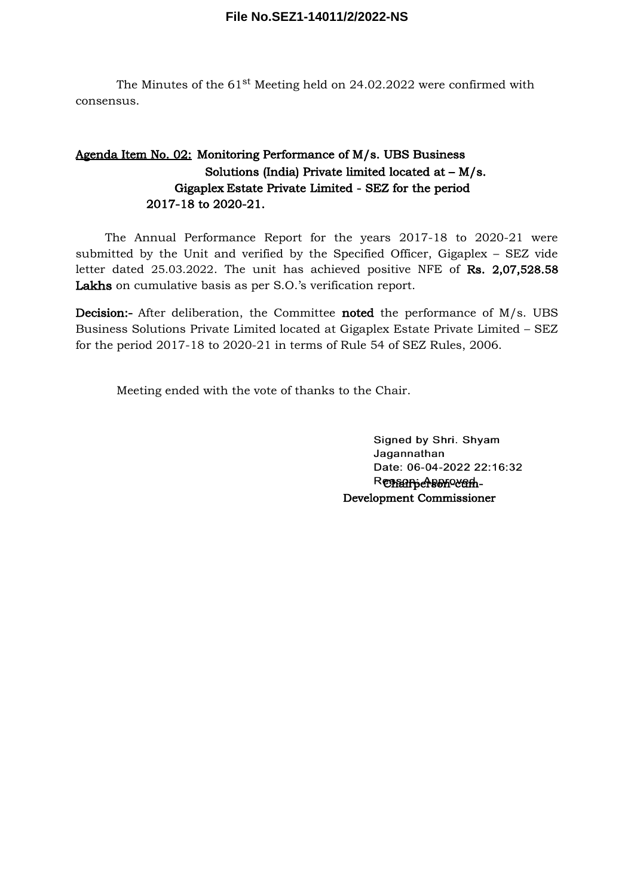The Minutes of the 61st Meeting held on 24.02.2022 were confirmed with consensus.

**Agenda Item No. 02: Monitoring Performance of M/s. UBS Business Solutions (India) Private limited located at – M/s. Gigaplex Estate Private Limited - SEZ for the period 2017-18 to 2020-21.**

The Annual Performance Report for the years 2017-18 to 2020-21 were submitted by the Unit and verified by the Specified Officer, Gigaplex – SEZ vide letter dated 25.03.2022. The unit has achieved positive NFE of **Rs. 2,07,528.58 Lakhs** on cumulative basis as per S.O.'s verification report.

**Decision:-** After deliberation, the Committee **noted** the performance of M/s. UBS Business Solutions Private Limited located at Gigaplex Estate Private Limited – SEZ for the period 2017-18 to 2020-21 in terms of Rule 54 of SEZ Rules, 2006.

Meeting ended with the vote of thanks to the Chair.

Signed by Shri. Shyam Jagannathan
Date: 06-04-2022 22:16:32
Reason: Approved

**Chairperson-cum-Development Commissioner**